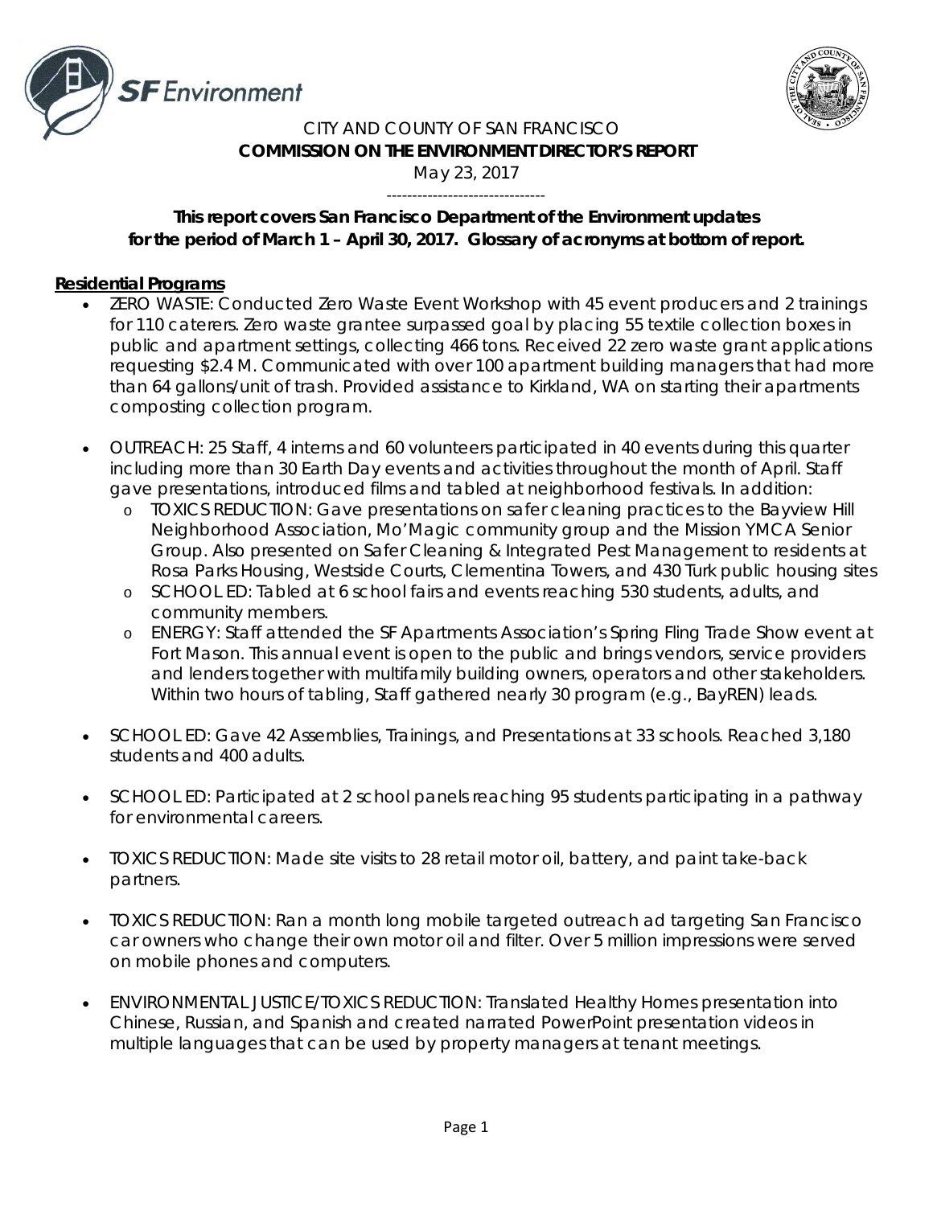CITY AND COUNTY OF SAN FRANCISCO

**COMMISSION ON THE ENVIRONMENT DIRECTOR'S REPORT**

May 23, 2017

-------------------------------

**This report covers San Francisco Department of the Environment updates for the period of March 1 – April 30, 2017. Glossary of acronyms at bottom of report.**

**Residential Programs**

- ZERO WASTE: Conducted Zero Waste Event Workshop with 45 event producers and 2 trainings for 110 caterers. Zero waste grantee surpassed goal by placing 55 textile collection boxes in public and apartment settings, collecting 466 tons. Received 22 zero waste grant applications requesting $2.4 M. Communicated with over 100 apartment building managers that had more than 64 gallons/unit of trash. Provided assistance to Kirkland, WA on starting their apartments composting collection program.

- OUTREACH: 25 Staff, 4 interns and 60 volunteers participated in 40 events during this quarter including more than 30 Earth Day events and activities throughout the month of April. Staff gave presentations, introduced films and tabled at neighborhood festivals. In addition:
  - TOXICS REDUCTION: Gave presentations on safer cleaning practices to the Bayview Hill Neighborhood Association, Mo'Magic community group and the Mission YMCA Senior Group. Also presented on Safer Cleaning & Integrated Pest Management to residents at Rosa Parks Housing, Westside Courts, Clementina Towers, and 430 Turk public housing sites
  - SCHOOL ED: Tabled at 6 school fairs and events reaching 530 students, adults, and community members.
  - ENERGY: Staff attended the SF Apartments Association's Spring Fling Trade Show event at Fort Mason. This annual event is open to the public and brings vendors, service providers and lenders together with multifamily building owners, operators and other stakeholders. Within two hours of tabling, Staff gathered nearly 30 program (e.g., BayREN) leads.

- SCHOOL ED: Gave 42 Assemblies, Trainings, and Presentations at 33 schools. Reached 3,180 students and 400 adults.

- SCHOOL ED: Participated at 2 school panels reaching 95 students participating in a pathway for environmental careers.

- TOXICS REDUCTION: Made site visits to 28 retail motor oil, battery, and paint take-back partners.

- TOXICS REDUCTION: Ran a month long mobile targeted outreach ad targeting San Francisco car owners who change their own motor oil and filter. Over 5 million impressions were served on mobile phones and computers.

- ENVIRONMENTAL JUSTICE/TOXICS REDUCTION: Translated Healthy Homes presentation into Chinese, Russian, and Spanish and created narrated PowerPoint presentation videos in multiple languages that can be used by property managers at tenant meetings.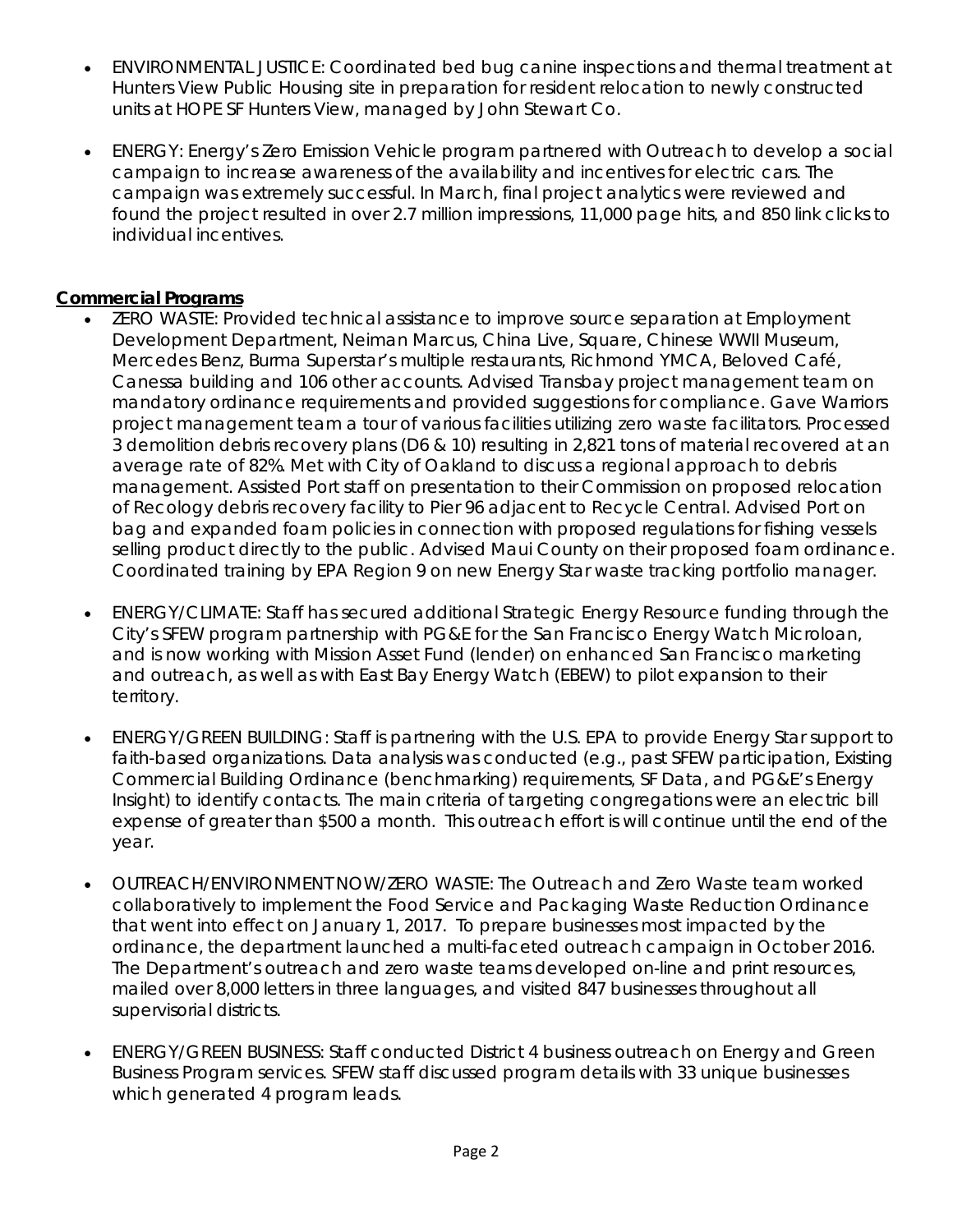- ENVIRONMENTAL JUSTICE: Coordinated bed bug canine inspections and thermal treatment at Hunters View Public Housing site in preparation for resident relocation to newly constructed units at HOPE SF Hunters View, managed by John Stewart Co.

- ENERGY: Energy's Zero Emission Vehicle program partnered with Outreach to develop a social campaign to increase awareness of the availability and incentives for electric cars. The campaign was extremely successful. In March, final project analytics were reviewed and found the project resulted in over 2.7 million impressions, 11,000 page hits, and 850 link clicks to individual incentives.

**Commercial Programs**

- ZERO WASTE: Provided technical assistance to improve source separation at Employment Development Department, Neiman Marcus, China Live, Square, Chinese WWII Museum, Mercedes Benz, Burma Superstar's multiple restaurants, Richmond YMCA, Beloved Café, Canessa building and 106 other accounts. Advised Transbay project management team on mandatory ordinance requirements and provided suggestions for compliance. Gave Warriors project management team a tour of various facilities utilizing zero waste facilitators. Processed 3 demolition debris recovery plans (D6 & 10) resulting in 2,821 tons of material recovered at an average rate of 82%. Met with City of Oakland to discuss a regional approach to debris management. Assisted Port staff on presentation to their Commission on proposed relocation of Recology debris recovery facility to Pier 96 adjacent to Recycle Central. Advised Port on bag and expanded foam policies in connection with proposed regulations for fishing vessels selling product directly to the public. Advised Maui County on their proposed foam ordinance. Coordinated training by EPA Region 9 on new Energy Star waste tracking portfolio manager.

- ENERGY/CLIMATE: Staff has secured additional Strategic Energy Resource funding through the City's SFEW program partnership with PG&E for the San Francisco Energy Watch Microloan, and is now working with Mission Asset Fund (lender) on enhanced San Francisco marketing and outreach, as well as with East Bay Energy Watch (EBEW) to pilot expansion to their territory.

- ENERGY/GREEN BUILDING: Staff is partnering with the U.S. EPA to provide Energy Star support to faith-based organizations. Data analysis was conducted (e.g., past SFEW participation, Existing Commercial Building Ordinance (benchmarking) requirements, SF Data, and PG&E's Energy Insight) to identify contacts. The main criteria of targeting congregations were an electric bill expense of greater than $500 a month. This outreach effort is will continue until the end of the year.

- OUTREACH/ENVIRONMENT NOW/ZERO WASTE: The Outreach and Zero Waste team worked collaboratively to implement the Food Service and Packaging Waste Reduction Ordinance that went into effect on January 1, 2017. To prepare businesses most impacted by the ordinance, the department launched a multi-faceted outreach campaign in October 2016. The Department's outreach and zero waste teams developed on-line and print resources, mailed over 8,000 letters in three languages, and visited 847 businesses throughout all supervisorial districts.

- ENERGY/GREEN BUSINESS: Staff conducted District 4 business outreach on Energy and Green Business Program services. SFEW staff discussed program details with 33 unique businesses which generated 4 program leads.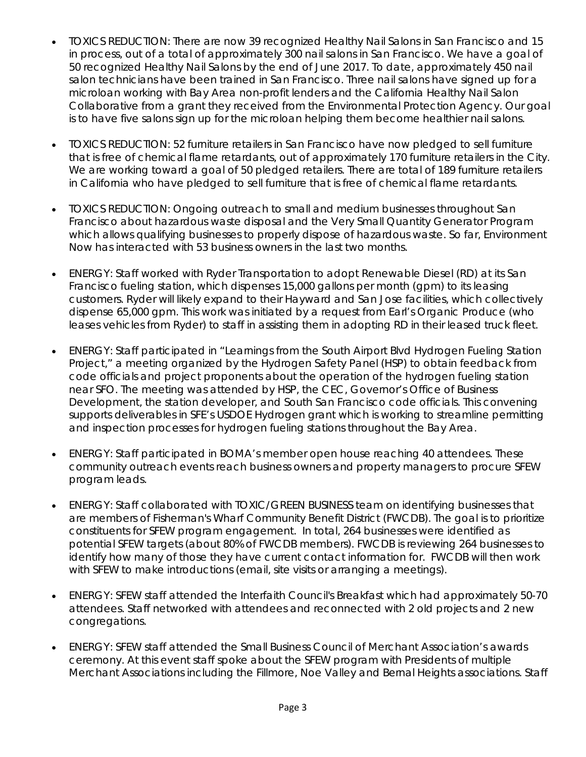- TOXICS REDUCTION: There are now 39 recognized Healthy Nail Salons in San Francisco and 15 in process, out of a total of approximately 300 nail salons in San Francisco. We have a goal of 50 recognized Healthy Nail Salons by the end of June 2017. To date, approximately 450 nail salon technicians have been trained in San Francisco. Three nail salons have signed up for a microloan working with Bay Area non-profit lenders and the California Healthy Nail Salon Collaborative from a grant they received from the Environmental Protection Agency. Our goal is to have five salons sign up for the microloan helping them become healthier nail salons.

- TOXICS REDUCTION: 52 furniture retailers in San Francisco have now pledged to sell furniture that is free of chemical flame retardants, out of approximately 170 furniture retailers in the City. We are working toward a goal of 50 pledged retailers. There are total of 189 furniture retailers in California who have pledged to sell furniture that is free of chemical flame retardants.

- TOXICS REDUCTION: Ongoing outreach to small and medium businesses throughout San Francisco about hazardous waste disposal and the Very Small Quantity Generator Program which allows qualifying businesses to properly dispose of hazardous waste. So far, Environment Now has interacted with 53 business owners in the last two months.

- ENERGY: Staff worked with Ryder Transportation to adopt Renewable Diesel (RD) at its San Francisco fueling station, which dispenses 15,000 gallons per month (gpm) to its leasing customers. Ryder will likely expand to their Hayward and San Jose facilities, which collectively dispense 65,000 gpm. This work was initiated by a request from Earl's Organic Produce (who leases vehicles from Ryder) to staff in assisting them in adopting RD in their leased truck fleet.

- ENERGY: Staff participated in "Learnings from the South Airport Blvd Hydrogen Fueling Station Project," a meeting organized by the Hydrogen Safety Panel (HSP) to obtain feedback from code officials and project proponents about the operation of the hydrogen fueling station near SFO. The meeting was attended by HSP, the CEC, Governor's Office of Business Development, the station developer, and South San Francisco code officials. This convening supports deliverables in SFE's USDOE Hydrogen grant which is working to streamline permitting and inspection processes for hydrogen fueling stations throughout the Bay Area.

- ENERGY: Staff participated in BOMA's member open house reaching 40 attendees. These community outreach events reach business owners and property managers to procure SFEW program leads.

- ENERGY: Staff collaborated with TOXIC/GREEN BUSINESS team on identifying businesses that are members of Fisherman's Wharf Community Benefit District (FWCDB). The goal is to prioritize constituents for SFEW program engagement. In total, 264 businesses were identified as potential SFEW targets (about 80% of FWCDB members). FWCDB is reviewing 264 businesses to identify how many of those they have current contact information for. FWCDB will then work with SFEW to make introductions (email, site visits or arranging a meetings).

- ENERGY: SFEW staff attended the Interfaith Council's Breakfast which had approximately 50-70 attendees. Staff networked with attendees and reconnected with 2 old projects and 2 new congregations.

- ENERGY: SFEW staff attended the Small Business Council of Merchant Association's awards ceremony. At this event staff spoke about the SFEW program with Presidents of multiple Merchant Associations including the Fillmore, Noe Valley and Bernal Heights associations. Staff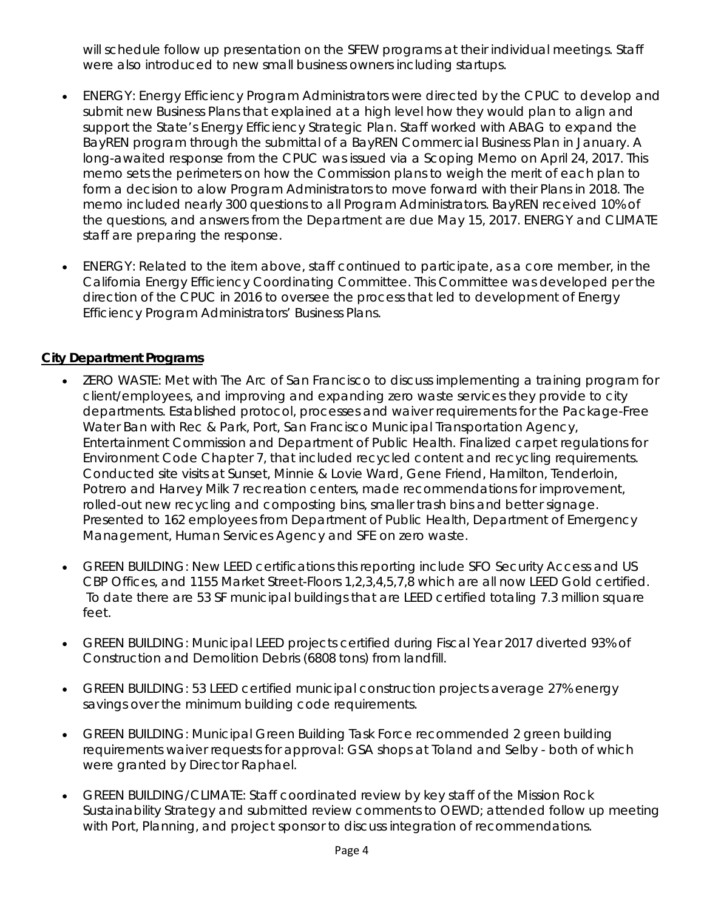will schedule follow up presentation on the SFEW programs at their individual meetings. Staff were also introduced to new small business owners including startups.

- ENERGY: Energy Efficiency Program Administrators were directed by the CPUC to develop and submit new Business Plans that explained at a high level how they would plan to align and support the State's Energy Efficiency Strategic Plan. Staff worked with ABAG to expand the BayREN program through the submittal of a BayREN Commercial Business Plan in January. A long-awaited response from the CPUC was issued via a Scoping Memo on April 24, 2017. This memo sets the perimeters on how the Commission plans to weigh the merit of each plan to form a decision to alow Program Administrators to move forward with their Plans in 2018. The memo included nearly 300 questions to all Program Administrators. BayREN received 10% of the questions, and answers from the Department are due May 15, 2017. ENERGY and CLIMATE staff are preparing the response.

- ENERGY: Related to the item above, staff continued to participate, as a core member, in the California Energy Efficiency Coordinating Committee. This Committee was developed per the direction of the CPUC in 2016 to oversee the process that led to development of Energy Efficiency Program Administrators' Business Plans.

**City Department Programs**

- ZERO WASTE: Met with The Arc of San Francisco to discuss implementing a training program for client/employees, and improving and expanding zero waste services they provide to city departments. Established protocol, processes and waiver requirements for the Package-Free Water Ban with Rec & Park, Port, San Francisco Municipal Transportation Agency, Entertainment Commission and Department of Public Health. Finalized carpet regulations for Environment Code Chapter 7, that included recycled content and recycling requirements. Conducted site visits at Sunset, Minnie & Lovie Ward, Gene Friend, Hamilton, Tenderloin, Potrero and Harvey Milk 7 recreation centers, made recommendations for improvement, rolled-out new recycling and composting bins, smaller trash bins and better signage. Presented to 162 employees from Department of Public Health, Department of Emergency Management, Human Services Agency and SFE on zero waste.

- GREEN BUILDING: New LEED certifications this reporting include SFO Security Access and US CBP Offices, and 1155 Market Street-Floors 1,2,3,4,5,7,8 which are all now LEED Gold certified. To date there are 53 SF municipal buildings that are LEED certified totaling 7.3 million square feet.

- GREEN BUILDING: Municipal LEED projects certified during Fiscal Year 2017 diverted 93% of Construction and Demolition Debris (6808 tons) from landfill.

- GREEN BUILDING: 53 LEED certified municipal construction projects average 27% energy savings over the minimum building code requirements.

- GREEN BUILDING: Municipal Green Building Task Force recommended 2 green building requirements waiver requests for approval: GSA shops at Toland and Selby - both of which were granted by Director Raphael.

- GREEN BUILDING/CLIMATE: Staff coordinated review by key staff of the Mission Rock Sustainability Strategy and submitted review comments to OEWD; attended follow up meeting with Port, Planning, and project sponsor to discuss integration of recommendations.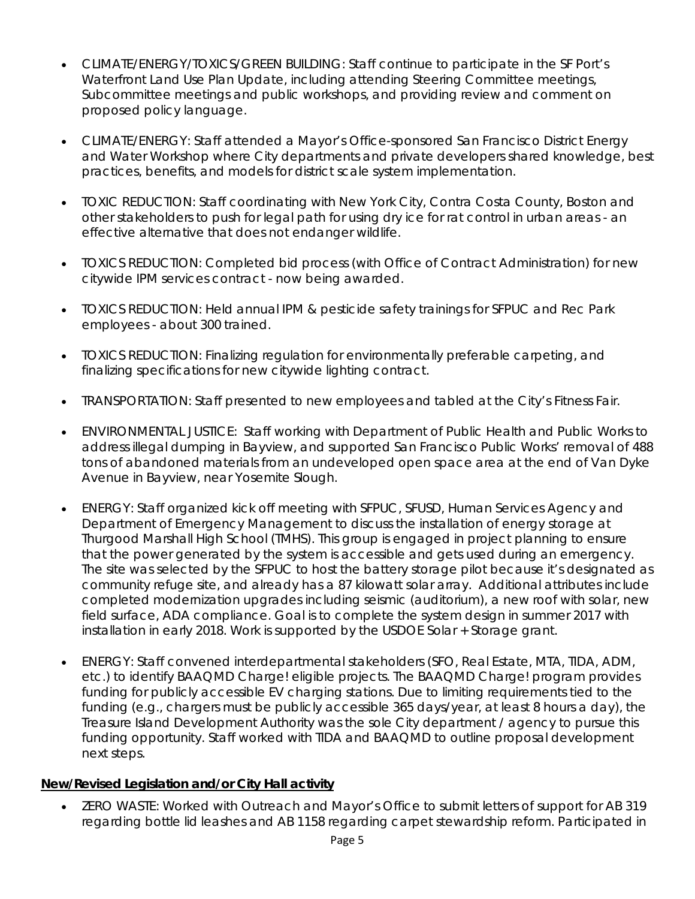- CLIMATE/ENERGY/TOXICS/GREEN BUILDING: Staff continue to participate in the SF Port's Waterfront Land Use Plan Update, including attending Steering Committee meetings, Subcommittee meetings and public workshops, and providing review and comment on proposed policy language.

- CLIMATE/ENERGY: Staff attended a Mayor's Office-sponsored San Francisco District Energy and Water Workshop where City departments and private developers shared knowledge, best practices, benefits, and models for district scale system implementation.

- TOXIC REDUCTION: Staff coordinating with New York City, Contra Costa County, Boston and other stakeholders to push for legal path for using dry ice for rat control in urban areas - an effective alternative that does not endanger wildlife.

- TOXICS REDUCTION: Completed bid process (with Office of Contract Administration) for new citywide IPM services contract - now being awarded.

- TOXICS REDUCTION: Held annual IPM & pesticide safety trainings for SFPUC and Rec Park employees - about 300 trained.

- TOXICS REDUCTION: Finalizing regulation for environmentally preferable carpeting, and finalizing specifications for new citywide lighting contract.

- TRANSPORTATION: Staff presented to new employees and tabled at the City's Fitness Fair.

- ENVIRONMENTAL JUSTICE: Staff working with Department of Public Health and Public Works to address illegal dumping in Bayview, and supported San Francisco Public Works' removal of 488 tons of abandoned materials from an undeveloped open space area at the end of Van Dyke Avenue in Bayview, near Yosemite Slough.

- ENERGY: Staff organized kick off meeting with SFPUC, SFUSD, Human Services Agency and Department of Emergency Management to discuss the installation of energy storage at Thurgood Marshall High School (TMHS). This group is engaged in project planning to ensure that the power generated by the system is accessible and gets used during an emergency. The site was selected by the SFPUC to host the battery storage pilot because it's designated as community refuge site, and already has a 87 kilowatt solar array. Additional attributes include completed modernization upgrades including seismic (auditorium), a new roof with solar, new field surface, ADA compliance. Goal is to complete the system design in summer 2017 with installation in early 2018. Work is supported by the USDOE Solar + Storage grant.

- ENERGY: Staff convened interdepartmental stakeholders (SFO, Real Estate, MTA, TIDA, ADM, etc.) to identify BAAQMD Charge! eligible projects. The BAAQMD Charge! program provides funding for publicly accessible EV charging stations. Due to limiting requirements tied to the funding (e.g., chargers must be publicly accessible 365 days/year, at least 8 hours a day), the Treasure Island Development Authority was the sole City department / agency to pursue this funding opportunity. Staff worked with TIDA and BAAQMD to outline proposal development next steps.

**New/Revised Legislation and/or City Hall activity**

- ZERO WASTE: Worked with Outreach and Mayor's Office to submit letters of support for AB 319 regarding bottle lid leashes and AB 1158 regarding carpet stewardship reform. Participated in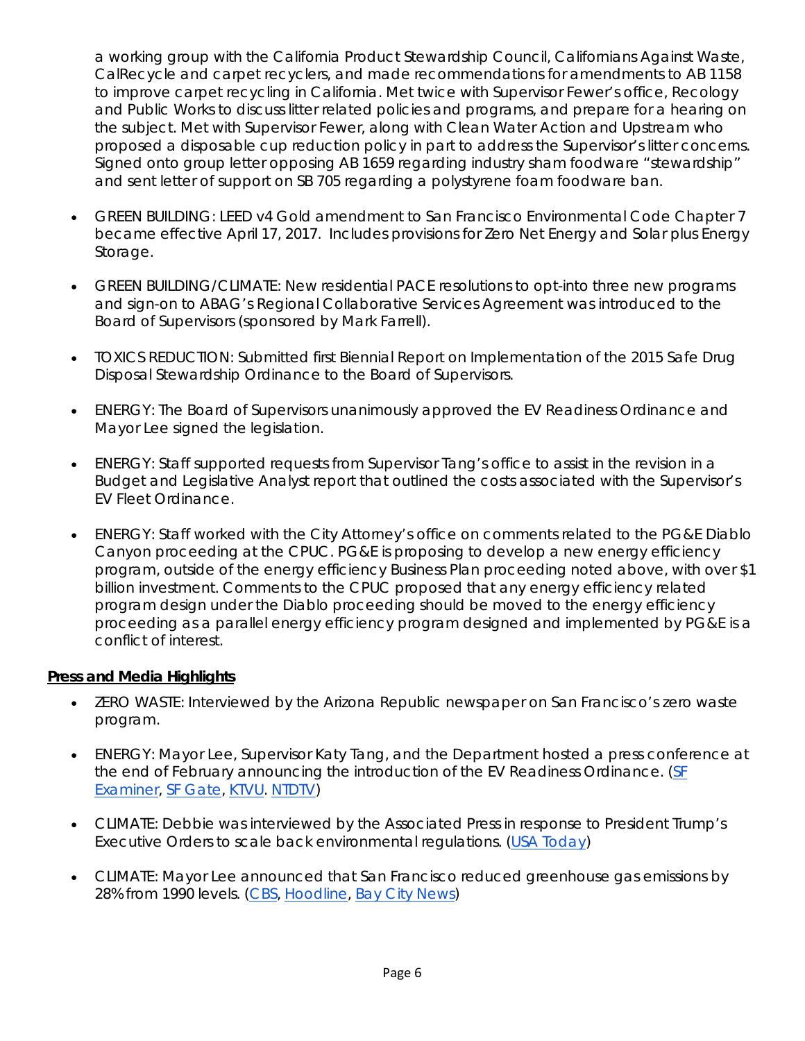a working group with the California Product Stewardship Council, Californians Against Waste, CalRecycle and carpet recyclers, and made recommendations for amendments to AB 1158 to improve carpet recycling in California. Met twice with Supervisor Fewer's office, Recology and Public Works to discuss litter related policies and programs, and prepare for a hearing on the subject. Met with Supervisor Fewer, along with Clean Water Action and Upstream who proposed a disposable cup reduction policy in part to address the Supervisor's litter concerns. Signed onto group letter opposing AB 1659 regarding industry sham foodware "stewardship" and sent letter of support on SB 705 regarding a polystyrene foam foodware ban.

- GREEN BUILDING: LEED v4 Gold amendment to San Francisco Environmental Code Chapter 7 became effective April 17, 2017. Includes provisions for Zero Net Energy and Solar plus Energy Storage.
- GREEN BUILDING/CLIMATE: New residential PACE resolutions to opt-into three new programs and sign-on to ABAG's Regional Collaborative Services Agreement was introduced to the Board of Supervisors (sponsored by Mark Farrell).
- TOXICS REDUCTION: Submitted first Biennial Report on Implementation of the 2015 Safe Drug Disposal Stewardship Ordinance to the Board of Supervisors.
- ENERGY: The Board of Supervisors unanimously approved the EV Readiness Ordinance and Mayor Lee signed the legislation.
- ENERGY: Staff supported requests from Supervisor Tang's office to assist in the revision in a Budget and Legislative Analyst report that outlined the costs associated with the Supervisor's EV Fleet Ordinance.
- ENERGY: Staff worked with the City Attorney's office on comments related to the PG&E Diablo Canyon proceeding at the CPUC. PG&E is proposing to develop a new energy efficiency program, outside of the energy efficiency Business Plan proceeding noted above, with over $1 billion investment. Comments to the CPUC proposed that any energy efficiency related program design under the Diablo proceeding should be moved to the energy efficiency proceeding as a parallel energy efficiency program designed and implemented by PG&E is a conflict of interest.

**Press and Media Highlights**

- ZERO WASTE: Interviewed by the Arizona Republic newspaper on San Francisco's zero waste program.
- ENERGY: Mayor Lee, Supervisor Katy Tang, and the Department hosted a press conference at the end of February announcing the introduction of the EV Readiness Ordinance. (SF Examiner, SF Gate, KTVU. NTDTV)
- CLIMATE: Debbie was interviewed by the Associated Press in response to President Trump's Executive Orders to scale back environmental regulations. (USA Today)
- CLIMATE: Mayor Lee announced that San Francisco reduced greenhouse gas emissions by 28% from 1990 levels. (CBS, Hoodline, Bay City News)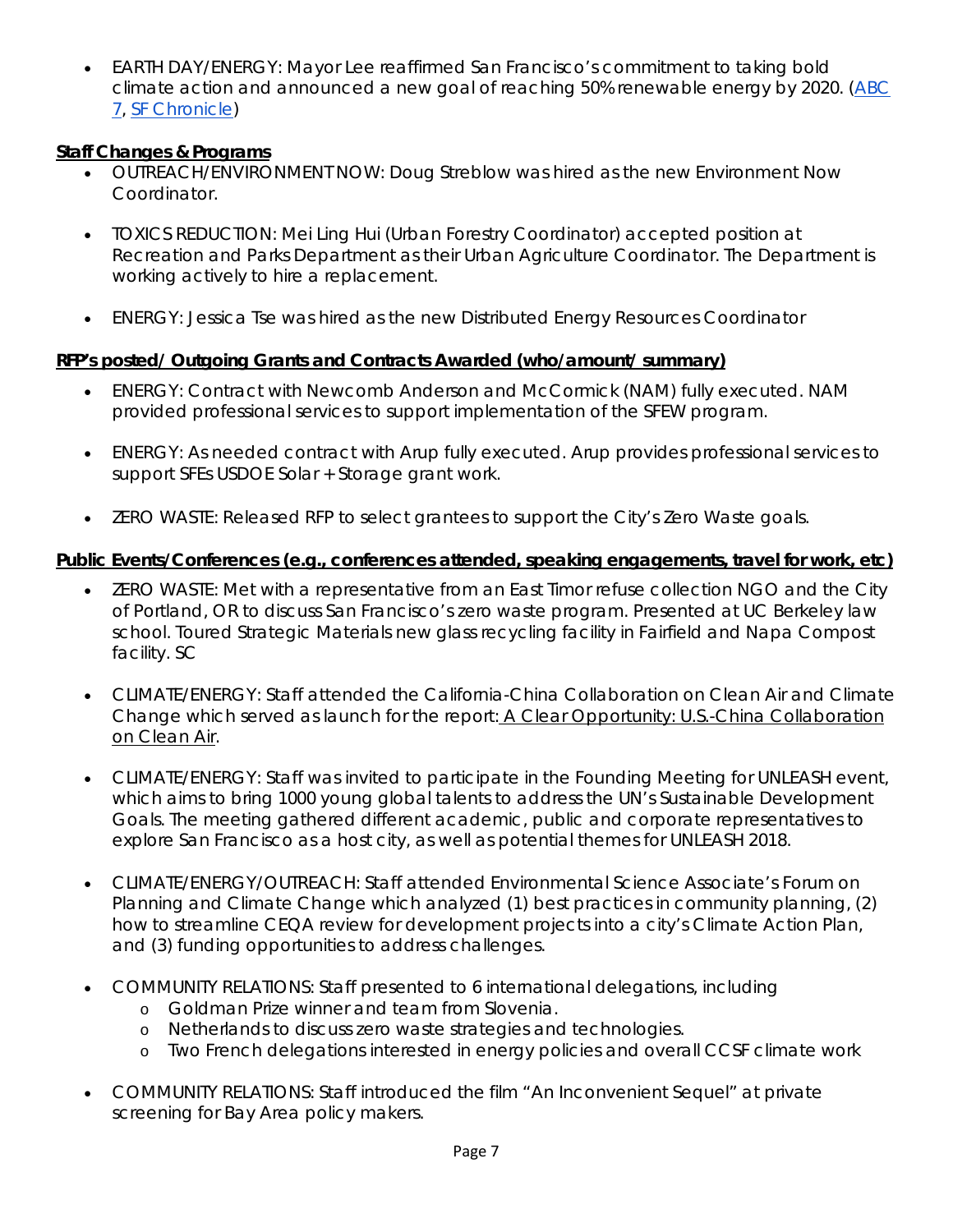- EARTH DAY/ENERGY: Mayor Lee reaffirmed San Francisco's commitment to taking bold climate action and announced a new goal of reaching 50% renewable energy by 2020. (ABC 7, SF Chronicle)

**Staff Changes & Programs**

- OUTREACH/ENVIRONMENT NOW: Doug Streblow was hired as the new Environment Now Coordinator.
- TOXICS REDUCTION: Mei Ling Hui (Urban Forestry Coordinator) accepted position at Recreation and Parks Department as their Urban Agriculture Coordinator. The Department is working actively to hire a replacement.
- ENERGY: Jessica Tse was hired as the new Distributed Energy Resources Coordinator

**RFP's posted/ Outgoing Grants and Contracts Awarded (who/amount/ summary)**

- ENERGY: Contract with Newcomb Anderson and McCormick (NAM) fully executed. NAM provided professional services to support implementation of the SFEW program.
- ENERGY: As needed contract with Arup fully executed. Arup provides professional services to support SFEs USDOE Solar + Storage grant work.
- ZERO WASTE: Released RFP to select grantees to support the City's Zero Waste goals.

**Public Events/Conferences (e.g., conferences attended, speaking engagements, travel for work, etc)**

- ZERO WASTE: Met with a representative from an East Timor refuse collection NGO and the City of Portland, OR to discuss San Francisco's zero waste program. Presented at UC Berkeley law school. Toured Strategic Materials new glass recycling facility in Fairfield and Napa Compost facility. SC
- CLIMATE/ENERGY: Staff attended the California-China Collaboration on Clean Air and Climate Change which served as launch for the report: A Clear Opportunity: U.S.-China Collaboration on Clean Air.
- CLIMATE/ENERGY: Staff was invited to participate in the Founding Meeting for UNLEASH event, which aims to bring 1000 young global talents to address the UN's Sustainable Development Goals. The meeting gathered different academic, public and corporate representatives to explore San Francisco as a host city, as well as potential themes for UNLEASH 2018.
- CLIMATE/ENERGY/OUTREACH: Staff attended Environmental Science Associate's Forum on Planning and Climate Change which analyzed (1) best practices in community planning, (2) how to streamline CEQA review for development projects into a city's Climate Action Plan, and (3) funding opportunities to address challenges.
- COMMUNITY RELATIONS: Staff presented to 6 international delegations, including
  - Goldman Prize winner and team from Slovenia.
  - Netherlands to discuss zero waste strategies and technologies.
  - Two French delegations interested in energy policies and overall CCSF climate work
- COMMUNITY RELATIONS: Staff introduced the film "An Inconvenient Sequel" at private screening for Bay Area policy makers.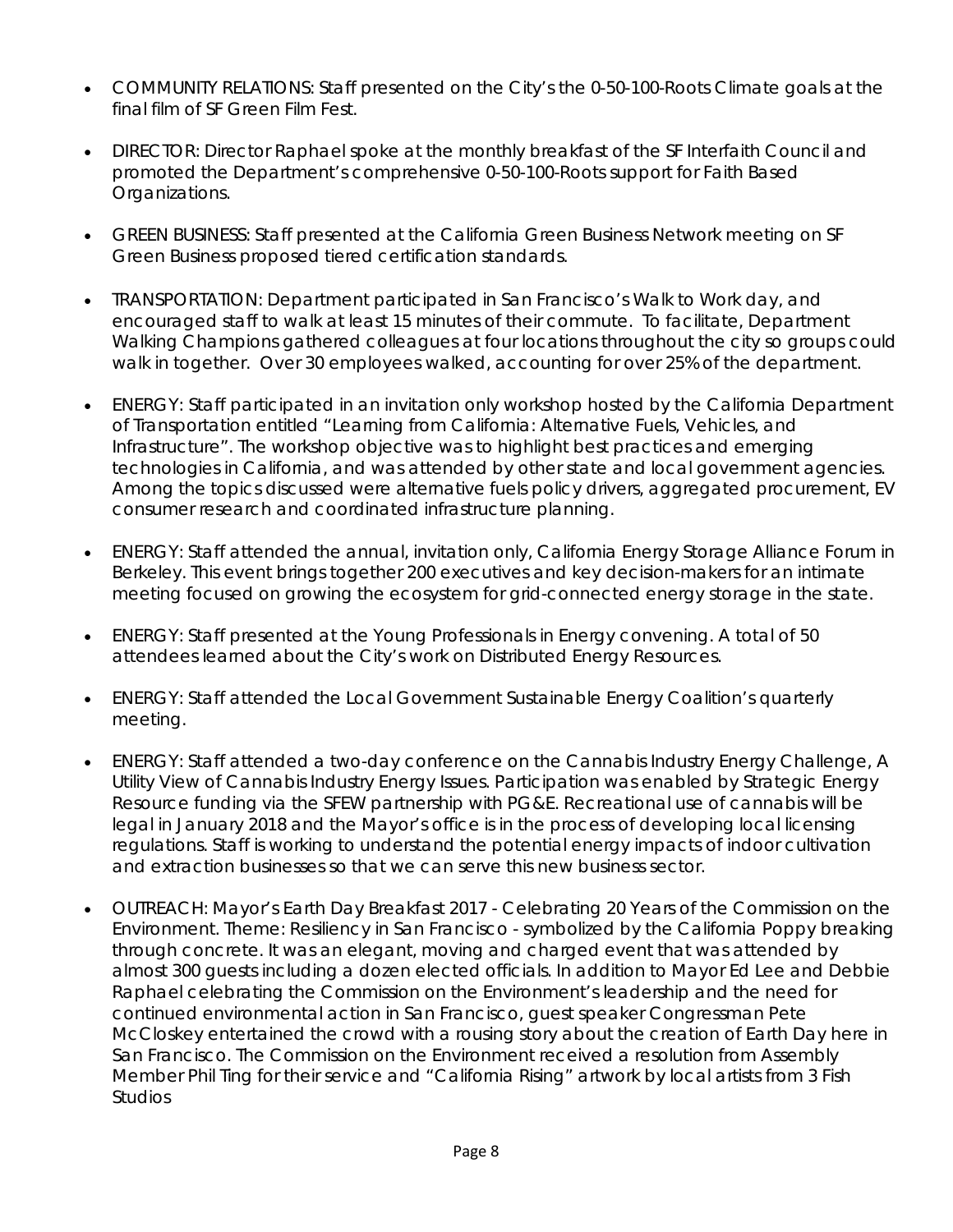- COMMUNITY RELATIONS: Staff presented on the City's the 0-50-100-Roots Climate goals at the final film of SF Green Film Fest.

- DIRECTOR: Director Raphael spoke at the monthly breakfast of the SF Interfaith Council and promoted the Department's comprehensive 0-50-100-Roots support for Faith Based Organizations.

- GREEN BUSINESS: Staff presented at the California Green Business Network meeting on SF Green Business proposed tiered certification standards.

- TRANSPORTATION: Department participated in San Francisco's Walk to Work day, and encouraged staff to walk at least 15 minutes of their commute. To facilitate, Department Walking Champions gathered colleagues at four locations throughout the city so groups could walk in together. Over 30 employees walked, accounting for over 25% of the department.

- ENERGY: Staff participated in an invitation only workshop hosted by the California Department of Transportation entitled "Learning from California: Alternative Fuels, Vehicles, and Infrastructure". The workshop objective was to highlight best practices and emerging technologies in California, and was attended by other state and local government agencies. Among the topics discussed were alternative fuels policy drivers, aggregated procurement, EV consumer research and coordinated infrastructure planning.

- ENERGY: Staff attended the annual, invitation only, California Energy Storage Alliance Forum in Berkeley. This event brings together 200 executives and key decision-makers for an intimate meeting focused on growing the ecosystem for grid-connected energy storage in the state.

- ENERGY: Staff presented at the Young Professionals in Energy convening. A total of 50 attendees learned about the City's work on Distributed Energy Resources.

- ENERGY: Staff attended the Local Government Sustainable Energy Coalition's quarterly meeting.

- ENERGY: Staff attended a two-day conference on the Cannabis Industry Energy Challenge, A Utility View of Cannabis Industry Energy Issues. Participation was enabled by Strategic Energy Resource funding via the SFEW partnership with PG&E. Recreational use of cannabis will be legal in January 2018 and the Mayor's office is in the process of developing local licensing regulations. Staff is working to understand the potential energy impacts of indoor cultivation and extraction businesses so that we can serve this new business sector.

- OUTREACH: Mayor's Earth Day Breakfast 2017 - Celebrating 20 Years of the Commission on the Environment. Theme: Resiliency in San Francisco - symbolized by the California Poppy breaking through concrete. It was an elegant, moving and charged event that was attended by almost 300 guests including a dozen elected officials. In addition to Mayor Ed Lee and Debbie Raphael celebrating the Commission on the Environment's leadership and the need for continued environmental action in San Francisco, guest speaker Congressman Pete McCloskey entertained the crowd with a rousing story about the creation of Earth Day here in San Francisco. The Commission on the Environment received a resolution from Assembly Member Phil Ting for their service and "California Rising" artwork by local artists from 3 Fish Studios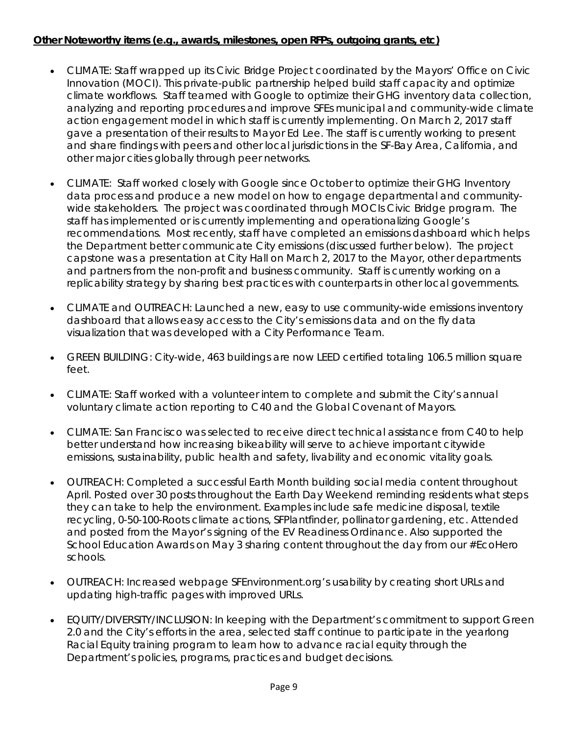**Other Noteworthy items (e.g., awards, milestones, open RFPs, outgoing grants, etc)**

- CLIMATE: Staff wrapped up its Civic Bridge Project coordinated by the Mayors' Office on Civic Innovation (MOCI). This private-public partnership helped build staff capacity and optimize climate workflows. Staff teamed with Google to optimize their GHG inventory data collection, analyzing and reporting procedures and improve SFEs municipal and community-wide climate action engagement model in which staff is currently implementing. On March 2, 2017 staff gave a presentation of their results to Mayor Ed Lee. The staff is currently working to present and share findings with peers and other local jurisdictions in the SF-Bay Area, California, and other major cities globally through peer networks.

- CLIMATE: Staff worked closely with Google since October to optimize their GHG Inventory data process and produce a new model on how to engage departmental and community-wide stakeholders. The project was coordinated through MOCIs Civic Bridge program. The staff has implemented or is currently implementing and operationalizing Google's recommendations. Most recently, staff have completed an emissions dashboard which helps the Department better communicate City emissions (discussed further below). The project capstone was a presentation at City Hall on March 2, 2017 to the Mayor, other departments and partners from the non-profit and business community. Staff is currently working on a replicability strategy by sharing best practices with counterparts in other local governments.

- CLIMATE and OUTREACH: Launched a new, easy to use community-wide emissions inventory dashboard that allows easy access to the City's emissions data and on the fly data visualization that was developed with a City Performance Team.

- GREEN BUILDING: City-wide, 463 buildings are now LEED certified totaling 106.5 million square feet.

- CLIMATE: Staff worked with a volunteer intern to complete and submit the City's annual voluntary climate action reporting to C40 and the Global Covenant of Mayors.

- CLIMATE: San Francisco was selected to receive direct technical assistance from C40 to help better understand how increasing bikeability will serve to achieve important citywide emissions, sustainability, public health and safety, livability and economic vitality goals.

- OUTREACH: Completed a successful Earth Month building social media content throughout April. Posted over 30 posts throughout the Earth Day Weekend reminding residents what steps they can take to help the environment. Examples include safe medicine disposal, textile recycling, 0-50-100-Roots climate actions, SFPlantfinder, pollinator gardening, etc. Attended and posted from the Mayor's signing of the EV Readiness Ordinance. Also supported the School Education Awards on May 3 sharing content throughout the day from our #EcoHero schools.

- OUTREACH: Increased webpage SFEnvironment.org's usability by creating short URLs and updating high-traffic pages with improved URLs.

- EQUITY/DIVERSITY/INCLUSION: In keeping with the Department's commitment to support Green 2.0 and the City's efforts in the area, selected staff continue to participate in the yearlong Racial Equity training program to learn how to advance racial equity through the Department's policies, programs, practices and budget decisions.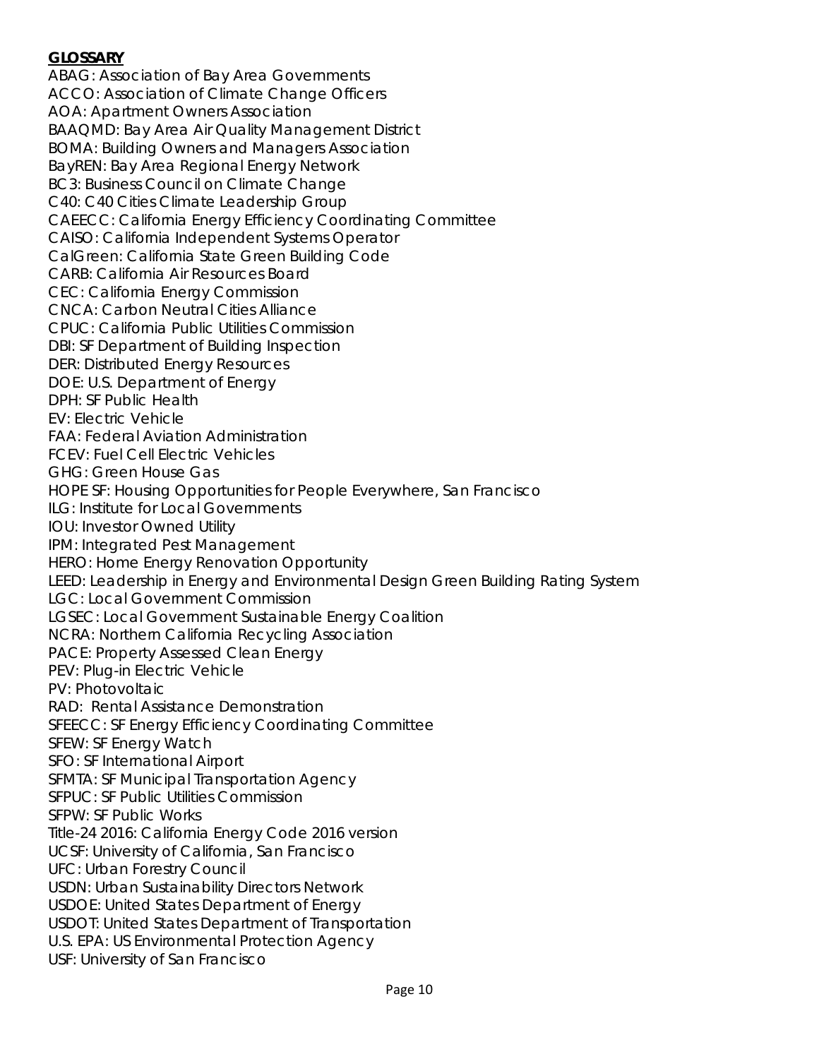**GLOSSARY**

ABAG: Association of Bay Area Governments
ACCO: Association of Climate Change Officers
AOA: Apartment Owners Association
BAAQMD: Bay Area Air Quality Management District
BOMA: Building Owners and Managers Association
BayREN: Bay Area Regional Energy Network
BC3: Business Council on Climate Change
C40: C40 Cities Climate Leadership Group
CAEECC: California Energy Efficiency Coordinating Committee
CAISO: California Independent Systems Operator
CalGreen: California State Green Building Code
CARB: California Air Resources Board
CEC: California Energy Commission
CNCA: Carbon Neutral Cities Alliance
CPUC: California Public Utilities Commission
DBI: SF Department of Building Inspection
DER: Distributed Energy Resources
DOE: U.S. Department of Energy
DPH: SF Public Health
EV: Electric Vehicle
FAA: Federal Aviation Administration
FCEV: Fuel Cell Electric Vehicles
GHG: Green House Gas
HOPE SF: Housing Opportunities for People Everywhere, San Francisco
ILG: Institute for Local Governments
IOU: Investor Owned Utility
IPM: Integrated Pest Management
HERO: Home Energy Renovation Opportunity
LEED: Leadership in Energy and Environmental Design Green Building Rating System
LGC: Local Government Commission
LGSEC: Local Government Sustainable Energy Coalition
NCRA: Northern California Recycling Association
PACE: Property Assessed Clean Energy
PEV: Plug-in Electric Vehicle
PV: Photovoltaic
RAD: Rental Assistance Demonstration
SFEECC: SF Energy Efficiency Coordinating Committee
SFEW: SF Energy Watch
SFO: SF International Airport
SFMTA: SF Municipal Transportation Agency
SFPUC: SF Public Utilities Commission
SFPW: SF Public Works
Title-24 2016: California Energy Code 2016 version
UCSF: University of California, San Francisco
UFC: Urban Forestry Council
USDN: Urban Sustainability Directors Network
USDOE: United States Department of Energy
USDOT: United States Department of Transportation
U.S. EPA: US Environmental Protection Agency
USF: University of San Francisco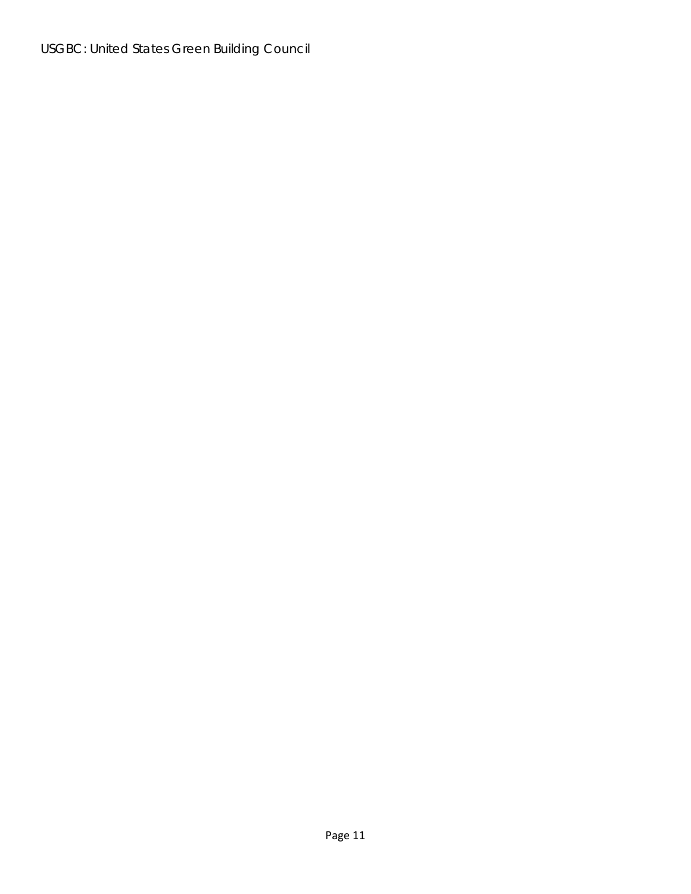USGBC: United States Green Building Council